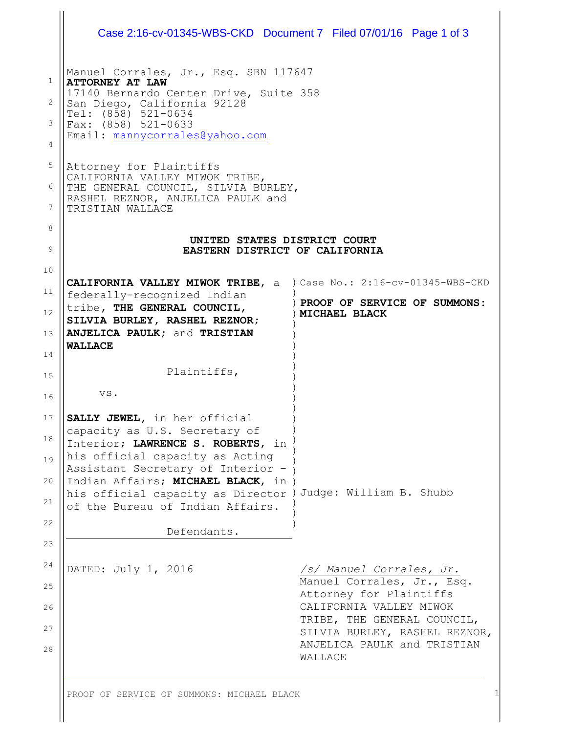Manuel Corrales, Jr., Esq. SBN 117647
**ATTORNEY AT LAW**
17140 Bernardo Center Drive, Suite 358
San Diego, California 92128
Tel: (858) 521-0634
Fax: (858) 521-0633
Email: mannycorrales@yahoo.com

Attorney for Plaintiffs
CALIFORNIA VALLEY MIWOK TRIBE,
THE GENERAL COUNCIL, SILVIA BURLEY,
RASHEL REZNOR, ANJELICA PAULK and
TRISTIAN WALLACE

**UNITED STATES DISTRICT COURT**
**EASTERN DISTRICT OF CALIFORNIA**

**CALIFORNIA VALLEY MIWOK TRIBE**, a federally-recognized Indian tribe, **THE GENERAL COUNCIL, SILVIA BURLEY, RASHEL REZNOR; ANJELICA PAULK**; and **TRISTIAN WALLACE**

Plaintiffs,

vs.

**SALLY JEWEL**, in her official capacity as U.S. Secretary of Interior; **LAWRENCE S. ROBERTS**, in his official capacity as Acting Assistant Secretary of Interior – Indian Affairs; **MICHAEL BLACK**, in his official capacity as Director of the Bureau of Indian Affairs.

Defendants.

Case No.: 2:16-cv-01345-WBS-CKD

**PROOF OF SERVICE OF SUMMONS: MICHAEL BLACK**

Judge: William B. Shubb

DATED: July 1, 2016

*/s/ Manuel Corrales, Jr.*
Manuel Corrales, Jr., Esq.
Attorney for Plaintiffs
CALIFORNIA VALLEY MIWOK TRIBE, THE GENERAL COUNCIL, SILVIA BURLEY, RASHEL REZNOR, ANJELICA PAULK and TRISTIAN WALLACE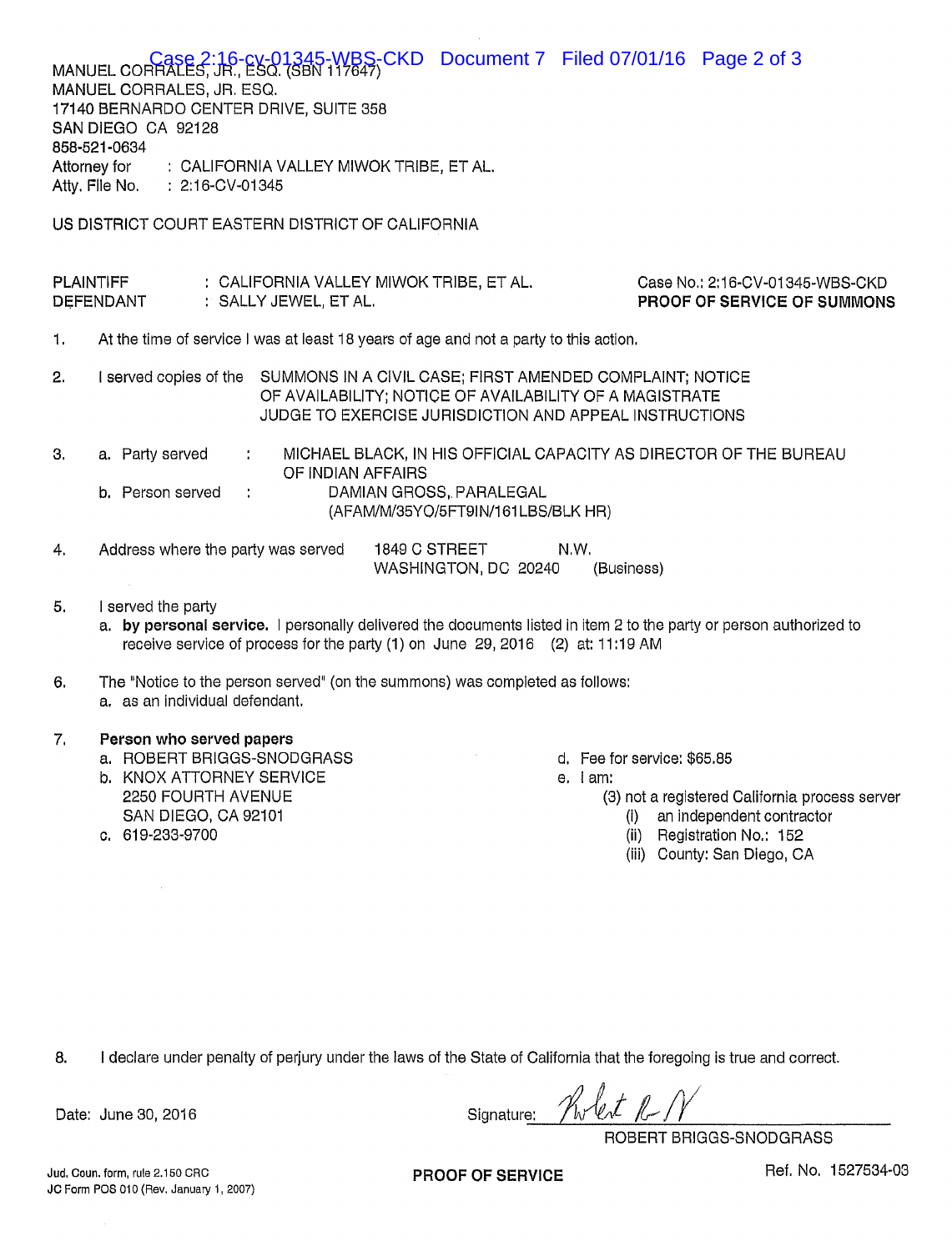MANUEL CORRALES, JR., ESQ. (SBN 117647)
MANUEL CORRALES, JR. ESQ.
17140 BERNARDO CENTER DRIVE, SUITE 358
SAN DIEGO CA 92128
858-521-0634
Attorney for : CALIFORNIA VALLEY MIWOK TRIBE, ET AL.
Atty. File No. : 2:16-CV-01345

US DISTRICT COURT EASTERN DISTRICT OF CALIFORNIA

PLAINTIFF : CALIFORNIA VALLEY MIWOK TRIBE, ET AL.
DEFENDANT : SALLY JEWEL, ET AL.

Case No.: 2:16-CV-01345-WBS-CKD
**PROOF OF SERVICE OF SUMMONS**

1. At the time of service I was at least 18 years of age and not a party to this action.

2. I served copies of the SUMMONS IN A CIVIL CASE; FIRST AMENDED COMPLAINT; NOTICE OF AVAILABILITY; NOTICE OF AVAILABILITY OF A MAGISTRATE JUDGE TO EXERCISE JURISDICTION AND APPEAL INSTRUCTIONS

3. a. Party served : MICHAEL BLACK, IN HIS OFFICIAL CAPACITY AS DIRECTOR OF THE BUREAU OF INDIAN AFFAIRS
   b. Person served : DAMIAN GROSS, PARALEGAL (AFAM/M/35YO/5FT9IN/161LBS/BLK HR)

4. Address where the party was served 1849 C STREET N.W. WASHINGTON, DC 20240 (Business)

5. I served the party
   a. **by personal service.** I personally delivered the documents listed in item 2 to the party or person authorized to receive service of process for the party (1) on June 29, 2016 (2) at: 11:19 AM

6. The "Notice to the person served" (on the summons) was completed as follows:
   a. as an individual defendant.

7. **Person who served papers**
   a. ROBERT BRIGGS-SNODGRASS
   b. KNOX ATTORNEY SERVICE
      2250 FOURTH AVENUE
      SAN DIEGO, CA 92101
   c. 619-233-9700
   d. Fee for service: $65.85
   e. I am:
      (3) not a registered California process server
         (i) an independent contractor
         (ii) Registration No.: 152
         (iii) County: San Diego, CA

8. I declare under penalty of perjury under the laws of the State of California that the foregoing is true and correct.

Date: June 30, 2016

Signature: [signature]
ROBERT BRIGGS-SNODGRASS

Jud. Coun. form, rule 2.150 CRC
JC Form POS 010 (Rev. January 1, 2007)

**PROOF OF SERVICE**

Ref. No. 1527534-03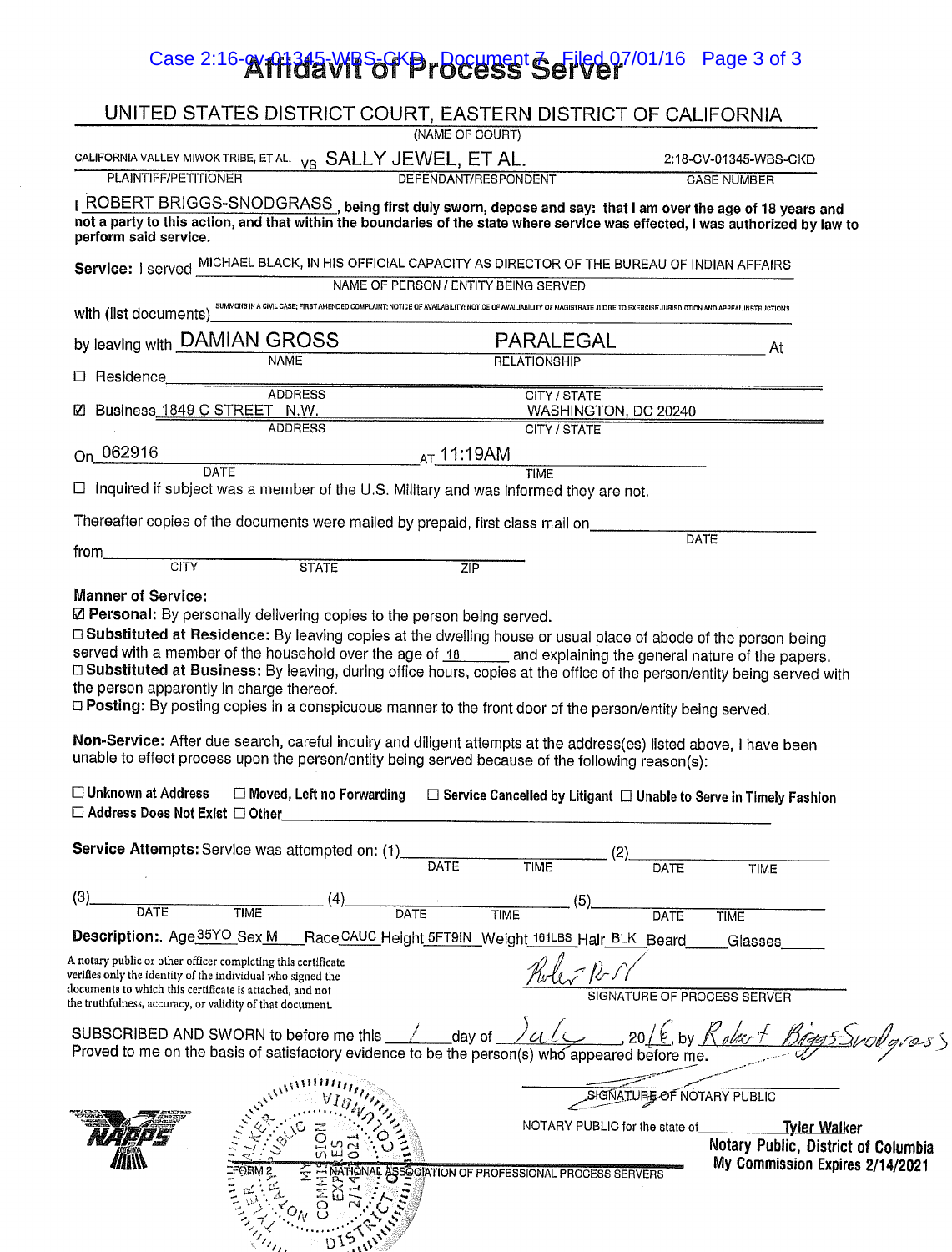# Affidavit of Process Server

UNITED STATES DISTRICT COURT, EASTERN DISTRICT OF CALIFORNIA
(NAME OF COURT)

CALIFORNIA VALLEY MIWOK TRIBE, ET AL. VS SALLY JEWEL, ET AL. 2:16-CV-01345-WBS-CKD

PLAINTIFF/PETITIONER DEFENDANT/RESPONDENT CASE NUMBER

I ROBERT BRIGGS-SNODGRASS, **being first duly sworn, depose and say: that I am over the age of 18 years and not a party to this action, and that within the boundaries of the state where service was effected, I was authorized by law to perform said service.**

**Service:** I served MICHAEL BLACK, IN HIS OFFICIAL CAPACITY AS DIRECTOR OF THE BUREAU OF INDIAN AFFAIRS
NAME OF PERSON / ENTITY BEING SERVED

with (list documents) SUMMONS IN A CIVIL CASE; FIRST AMENDED COMPLAINT; NOTICE OF AVAILABILITY; NOTICE OF AVAILABILITY OF MAGISTRATE JUDGE TO EXERCISE JURISDICTION AND APPEAL INSTRUCTIONS

by leaving with DAMIAN GROSS (NAME) PARALEGAL (RELATIONSHIP) At

☐ Residence ______ (ADDRESS) ______ (CITY / STATE)

☑ Business 1849 C STREET N.W. (ADDRESS) WASHINGTON, DC 20240 (CITY / STATE)

On 062916 (DATE) AT 11:19AM (TIME)

☐ Inquired if subject was a member of the U.S. Military and was informed they are not.

Thereafter copies of the documents were mailed by prepaid, first class mail on ______ (DATE)

from ______ (CITY) ______ (STATE) ______ (ZIP)

**Manner of Service:**

☑ **Personal:** By personally delivering copies to the person being served.

☐ **Substituted at Residence:** By leaving copies at the dwelling house or usual place of abode of the person being served with a member of the household over the age of 18 ______ and explaining the general nature of the papers.

☐ **Substituted at Business:** By leaving, during office hours, copies at the office of the person/entity being served with the person apparently in charge thereof.

☐ **Posting:** By posting copies in a conspicuous manner to the front door of the person/entity being served.

**Non-Service:** After due search, careful inquiry and diligent attempts at the address(es) listed above, I have been unable to effect process upon the person/entity being served because of the following reason(s):

☐ **Unknown at Address** ☐ **Moved, Left no Forwarding** ☐ **Service Cancelled by Litigant** ☐ **Unable to Serve in Timely Fashion**
☐ **Address Does Not Exist** ☐ **Other** ______

**Service Attempts:** Service was attempted on: (1) ______ DATE TIME (2) ______ DATE TIME

(3) ______ DATE TIME (4) ______ DATE TIME (5) ______ DATE TIME

**Description:** Age 35YO Sex M Race CAUC Height 5FT9IN Weight 161LBS Hair BLK Beard ______ Glasses ______

A notary public or other officer completing this certificate verifies only the identity of the individual who signed the document to which this certificate is attached, and not the truthfulness, accuracy, or validity of that document.

[signature]
SIGNATURE OF PROCESS SERVER

SUBSCRIBED AND SWORN to before me this 1 day of July, 2016, by Robert Briggs-Snodgrass
Proved to me on the basis of satisfactory evidence to be the person(s) who appeared before me.

[signature]
SIGNATURE OF NOTARY PUBLIC

NOTARY PUBLIC for the state of Tyler Walker
Notary Public, District of Columbia
My Commission Expires 2/14/2021

FORM 2 NATIONAL ASSOCIATION OF PROFESSIONAL PROCESS SERVERS